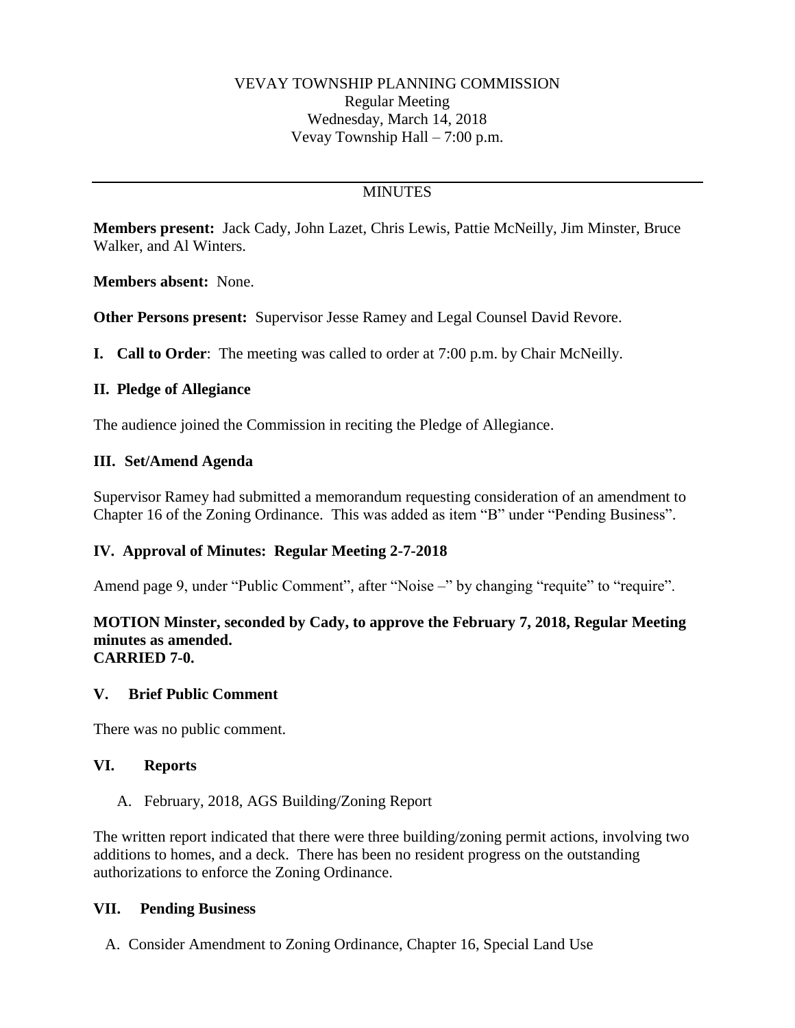VEVAY TOWNSHIP PLANNING COMMISSION
Regular Meeting
Wednesday, March 14, 2018
Vevay Township Hall – 7:00 p.m.

---

MINUTES

**Members present:** Jack Cady, John Lazet, Chris Lewis, Pattie McNeilly, Jim Minster, Bruce Walker, and Al Winters.

**Members absent:** None.

**Other Persons present:** Supervisor Jesse Ramey and Legal Counsel David Revore.

**I. Call to Order**: The meeting was called to order at 7:00 p.m. by Chair McNeilly.

## II. Pledge of Allegiance

The audience joined the Commission in reciting the Pledge of Allegiance.

## III. Set/Amend Agenda

Supervisor Ramey had submitted a memorandum requesting consideration of an amendment to Chapter 16 of the Zoning Ordinance. This was added as item "B" under "Pending Business".

## IV. Approval of Minutes: Regular Meeting 2-7-2018

Amend page 9, under "Public Comment", after "Noise –" by changing "requite" to "require".

**MOTION Minster, seconded by Cady, to approve the February 7, 2018, Regular Meeting minutes as amended.**
**CARRIED 7-0.**

## V. Brief Public Comment

There was no public comment.

## VI. Reports

A. February, 2018, AGS Building/Zoning Report

The written report indicated that there were three building/zoning permit actions, involving two additions to homes, and a deck. There has been no resident progress on the outstanding authorizations to enforce the Zoning Ordinance.

## VII. Pending Business

A. Consider Amendment to Zoning Ordinance, Chapter 16, Special Land Use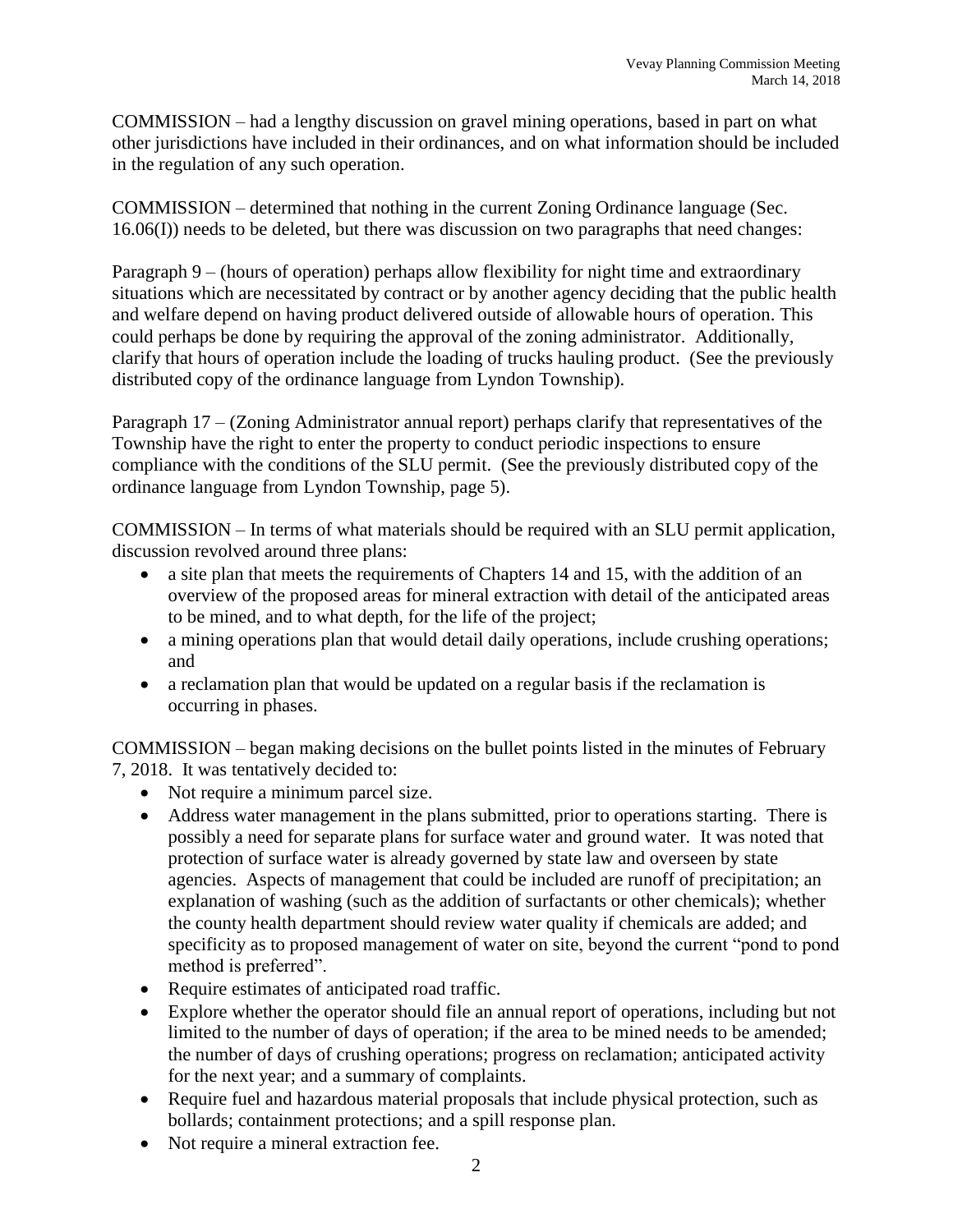COMMISSION – had a lengthy discussion on gravel mining operations, based in part on what other jurisdictions have included in their ordinances, and on what information should be included in the regulation of any such operation.

COMMISSION – determined that nothing in the current Zoning Ordinance language (Sec. 16.06(I)) needs to be deleted, but there was discussion on two paragraphs that need changes:

Paragraph 9 – (hours of operation) perhaps allow flexibility for night time and extraordinary situations which are necessitated by contract or by another agency deciding that the public health and welfare depend on having product delivered outside of allowable hours of operation. This could perhaps be done by requiring the approval of the zoning administrator. Additionally, clarify that hours of operation include the loading of trucks hauling product. (See the previously distributed copy of the ordinance language from Lyndon Township).

Paragraph 17 – (Zoning Administrator annual report) perhaps clarify that representatives of the Township have the right to enter the property to conduct periodic inspections to ensure compliance with the conditions of the SLU permit. (See the previously distributed copy of the ordinance language from Lyndon Township, page 5).

COMMISSION – In terms of what materials should be required with an SLU permit application, discussion revolved around three plans:

- a site plan that meets the requirements of Chapters 14 and 15, with the addition of an overview of the proposed areas for mineral extraction with detail of the anticipated areas to be mined, and to what depth, for the life of the project;
- a mining operations plan that would detail daily operations, include crushing operations; and
- a reclamation plan that would be updated on a regular basis if the reclamation is occurring in phases.

COMMISSION – began making decisions on the bullet points listed in the minutes of February 7, 2018. It was tentatively decided to:

- Not require a minimum parcel size.
- Address water management in the plans submitted, prior to operations starting. There is possibly a need for separate plans for surface water and ground water. It was noted that protection of surface water is already governed by state law and overseen by state agencies. Aspects of management that could be included are runoff of precipitation; an explanation of washing (such as the addition of surfactants or other chemicals); whether the county health department should review water quality if chemicals are added; and specificity as to proposed management of water on site, beyond the current "pond to pond method is preferred".
- Require estimates of anticipated road traffic.
- Explore whether the operator should file an annual report of operations, including but not limited to the number of days of operation; if the area to be mined needs to be amended; the number of days of crushing operations; progress on reclamation; anticipated activity for the next year; and a summary of complaints.
- Require fuel and hazardous material proposals that include physical protection, such as bollards; containment protections; and a spill response plan.
- Not require a mineral extraction fee.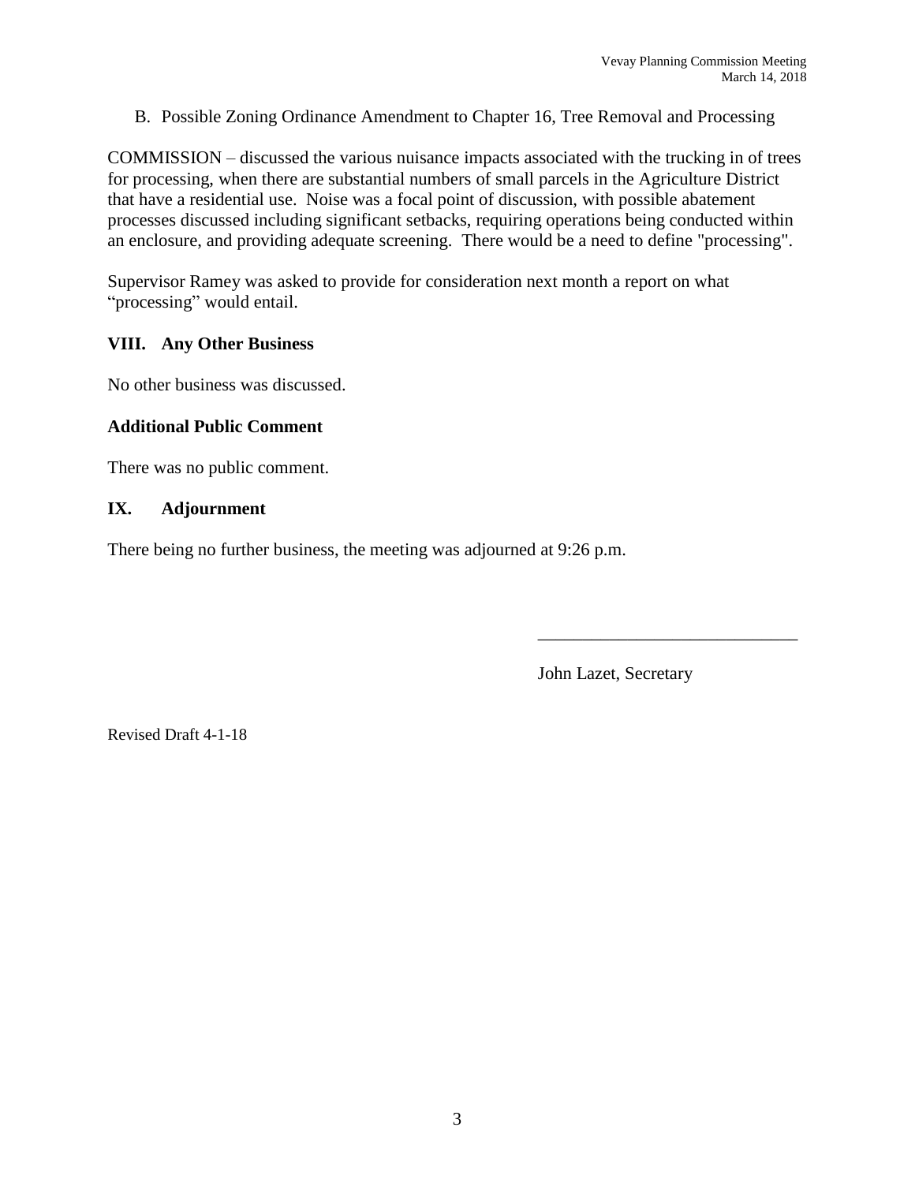B. Possible Zoning Ordinance Amendment to Chapter 16, Tree Removal and Processing

COMMISSION – discussed the various nuisance impacts associated with the trucking in of trees for processing, when there are substantial numbers of small parcels in the Agriculture District that have a residential use. Noise was a focal point of discussion, with possible abatement processes discussed including significant setbacks, requiring operations being conducted within an enclosure, and providing adequate screening. There would be a need to define "processing".

Supervisor Ramey was asked to provide for consideration next month a report on what "processing" would entail.

## VIII. Any Other Business

No other business was discussed.

## Additional Public Comment

There was no public comment.

## IX. Adjournment

There being no further business, the meeting was adjourned at 9:26 p.m.

\_\_\_\_\_\_\_\_\_\_\_\_\_\_\_\_\_\_\_\_\_\_\_\_\_\_\_\_\_\_

John Lazet, Secretary

Revised Draft 4-1-18